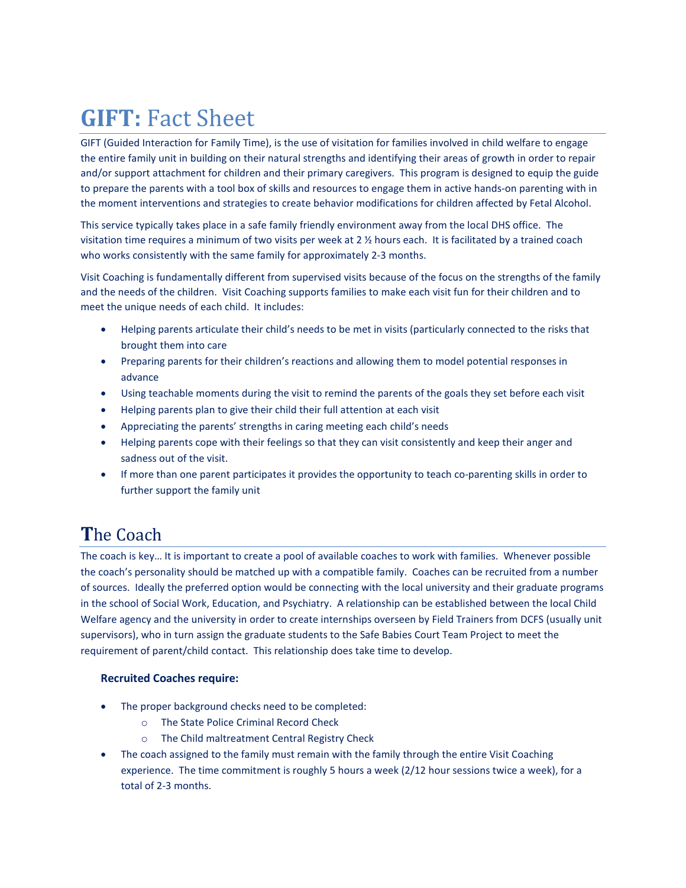# **GIFT:** Fact Sheet

GIFT (Guided Interaction for Family Time), is the use of visitation for families involved in child welfare to engage the entire family unit in building on their natural strengths and identifying their areas of growth in order to repair and/or support attachment for children and their primary caregivers. This program is designed to equip the guide to prepare the parents with a tool box of skills and resources to engage them in active hands-on parenting with in the moment interventions and strategies to create behavior modifications for children affected by Fetal Alcohol.

This service typically takes place in a safe family friendly environment away from the local DHS office. The visitation time requires a minimum of two visits per week at 2 ½ hours each. It is facilitated by a trained coach who works consistently with the same family for approximately 2-3 months.

Visit Coaching is fundamentally different from supervised visits because of the focus on the strengths of the family and the needs of the children. Visit Coaching supports families to make each visit fun for their children and to meet the unique needs of each child. It includes:

- Helping parents articulate their child's needs to be met in visits (particularly connected to the risks that brought them into care
- Preparing parents for their children's reactions and allowing them to model potential responses in advance
- Using teachable moments during the visit to remind the parents of the goals they set before each visit
- Helping parents plan to give their child their full attention at each visit
- Appreciating the parents' strengths in caring meeting each child's needs
- Helping parents cope with their feelings so that they can visit consistently and keep their anger and sadness out of the visit.
- If more than one parent participates it provides the opportunity to teach co-parenting skills in order to further support the family unit

## The Coach

The coach is key… It is important to create a pool of available coaches to work with families. Whenever possible the coach's personality should be matched up with a compatible family. Coaches can be recruited from a number of sources. Ideally the preferred option would be connecting with the local university and their graduate programs in the school of Social Work, Education, and Psychiatry. A relationship can be established between the local Child Welfare agency and the university in order to create internships overseen by Field Trainers from DCFS (usually unit supervisors), who in turn assign the graduate students to the Safe Babies Court Team Project to meet the requirement of parent/child contact. This relationship does take time to develop.

**Recruited Coaches require:**

- The proper background checks need to be completed:
  - The State Police Criminal Record Check
  - The Child maltreatment Central Registry Check
- The coach assigned to the family must remain with the family through the entire Visit Coaching experience. The time commitment is roughly 5 hours a week (2/12 hour sessions twice a week), for a total of 2-3 months.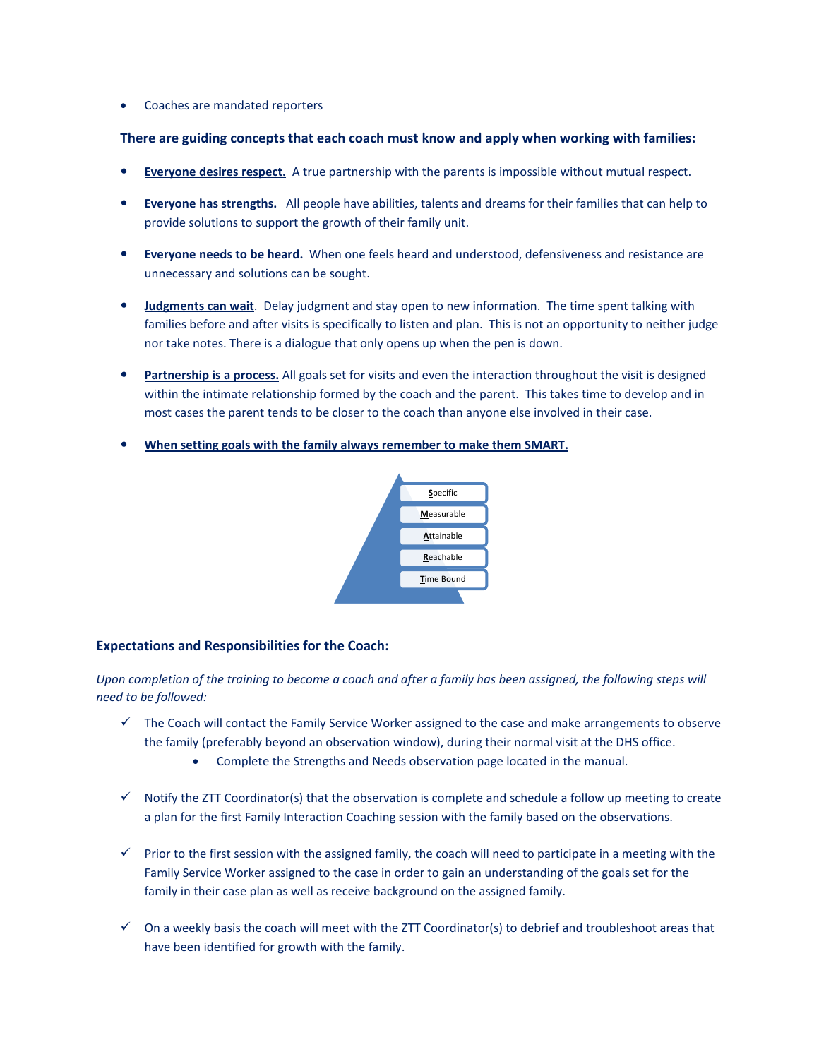- Coaches are mandated reporters

**There are guiding concepts that each coach must know and apply when working with families:**

- **Everyone desires respect.** A true partnership with the parents is impossible without mutual respect.
- **Everyone has strengths.** All people have abilities, talents and dreams for their families that can help to provide solutions to support the growth of their family unit.
- **Everyone needs to be heard.** When one feels heard and understood, defensiveness and resistance are unnecessary and solutions can be sought.
- **Judgments can wait**. Delay judgment and stay open to new information. The time spent talking with families before and after visits is specifically to listen and plan. This is not an opportunity to neither judge nor take notes. There is a dialogue that only opens up when the pen is down.
- **Partnership is a process.** All goals set for visits and even the interaction throughout the visit is designed within the intimate relationship formed by the coach and the parent. This takes time to develop and in most cases the parent tends to be closer to the coach than anyone else involved in their case.
- **When setting goals with the family always remember to make them SMART.**

  - **S**pecific
  - **M**easurable
  - **A**ttainable
  - **R**eachable
  - **T**ime Bound

### Expectations and Responsibilities for the Coach:

*Upon completion of the training to become a coach and after a family has been assigned, the following steps will need to be followed:*

- ✓ The Coach will contact the Family Service Worker assigned to the case and make arrangements to observe the family (preferably beyond an observation window), during their normal visit at the DHS office.
  - Complete the Strengths and Needs observation page located in the manual.
- ✓ Notify the ZTT Coordinator(s) that the observation is complete and schedule a follow up meeting to create a plan for the first Family Interaction Coaching session with the family based on the observations.
- ✓ Prior to the first session with the assigned family, the coach will need to participate in a meeting with the Family Service Worker assigned to the case in order to gain an understanding of the goals set for the family in their case plan as well as receive background on the assigned family.
- ✓ On a weekly basis the coach will meet with the ZTT Coordinator(s) to debrief and troubleshoot areas that have been identified for growth with the family.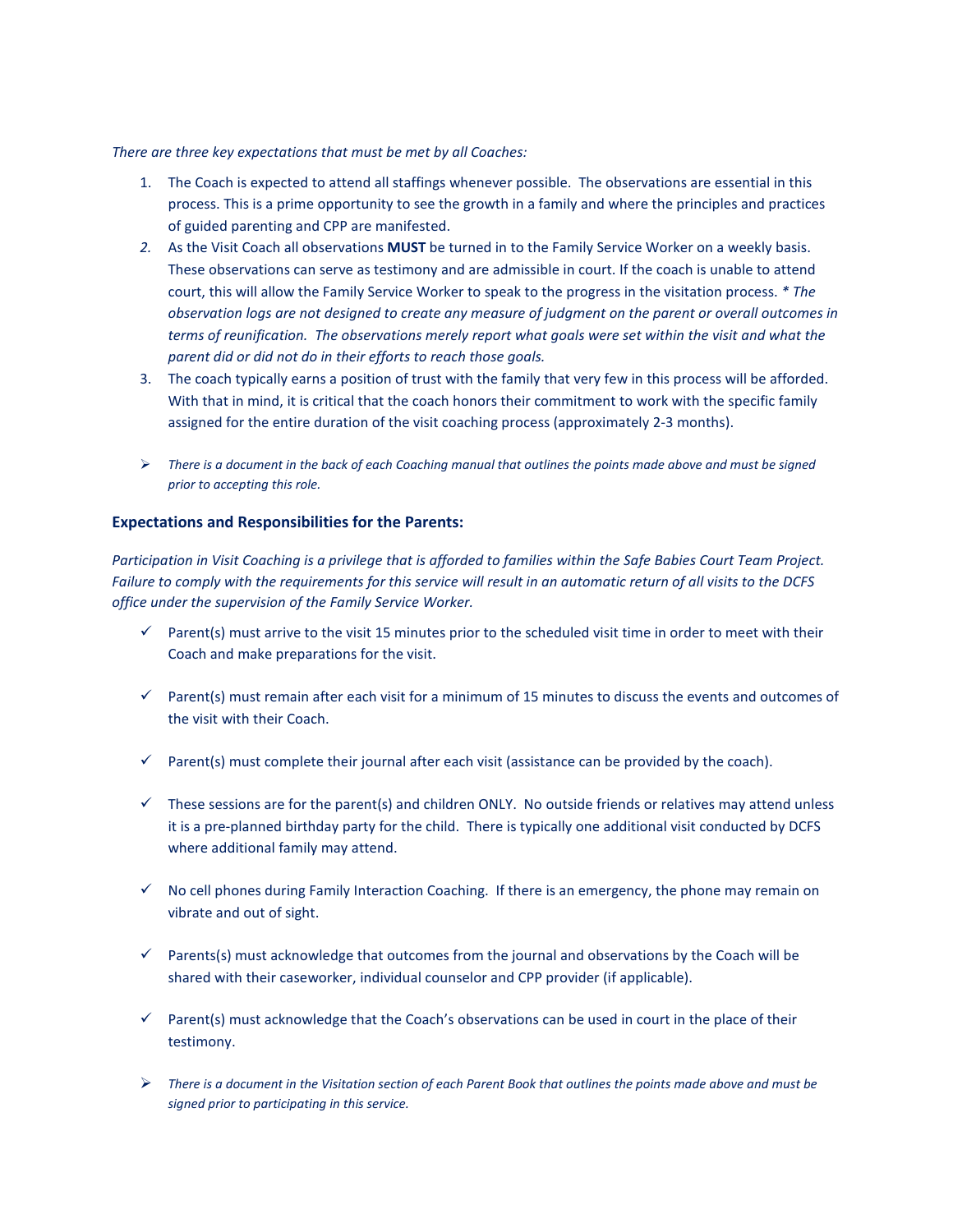*There are three key expectations that must be met by all Coaches:*

1. The Coach is expected to attend all staffings whenever possible. The observations are essential in this process. This is a prime opportunity to see the growth in a family and where the principles and practices of guided parenting and CPP are manifested.
2. As the Visit Coach all observations **MUST** be turned in to the Family Service Worker on a weekly basis. These observations can serve as testimony and are admissible in court. If the coach is unable to attend court, this will allow the Family Service Worker to speak to the progress in the visitation process. *\* The observation logs are not designed to create any measure of judgment on the parent or overall outcomes in terms of reunification. The observations merely report what goals were set within the visit and what the parent did or did not do in their efforts to reach those goals.*
3. The coach typically earns a position of trust with the family that very few in this process will be afforded. With that in mind, it is critical that the coach honors their commitment to work with the specific family assigned for the entire duration of the visit coaching process (approximately 2-3 months).

- *There is a document in the back of each Coaching manual that outlines the points made above and must be signed prior to accepting this role.*

### Expectations and Responsibilities for the Parents:

*Participation in Visit Coaching is a privilege that is afforded to families within the Safe Babies Court Team Project. Failure to comply with the requirements for this service will result in an automatic return of all visits to the DCFS office under the supervision of the Family Service Worker.*

- ✓ Parent(s) must arrive to the visit 15 minutes prior to the scheduled visit time in order to meet with their Coach and make preparations for the visit.
- ✓ Parent(s) must remain after each visit for a minimum of 15 minutes to discuss the events and outcomes of the visit with their Coach.
- ✓ Parent(s) must complete their journal after each visit (assistance can be provided by the coach).
- ✓ These sessions are for the parent(s) and children ONLY. No outside friends or relatives may attend unless it is a pre-planned birthday party for the child. There is typically one additional visit conducted by DCFS where additional family may attend.
- ✓ No cell phones during Family Interaction Coaching. If there is an emergency, the phone may remain on vibrate and out of sight.
- ✓ Parents(s) must acknowledge that outcomes from the journal and observations by the Coach will be shared with their caseworker, individual counselor and CPP provider (if applicable).
- ✓ Parent(s) must acknowledge that the Coach's observations can be used in court in the place of their testimony.

- *There is a document in the Visitation section of each Parent Book that outlines the points made above and must be signed prior to participating in this service.*